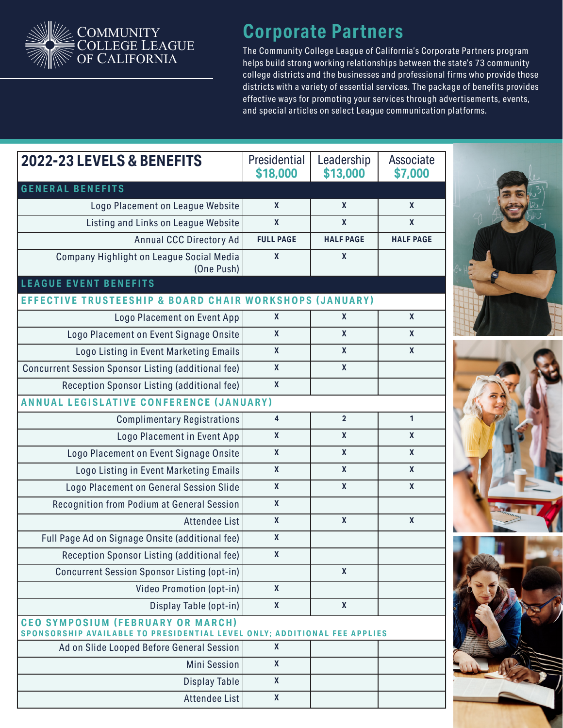COMMUNITY COLLEGE LEAGUE OF CALIFORNIA

# Corporate Partners

The Community College League of California's Corporate Partners program helps build strong working relationships between the state's 73 community college districts and the businesses and professional firms who provide those districts with a variety of essential services. The package of benefits provides effective ways for promoting your services through advertisements, events, and special articles on select League communication platforms.

| 2022-23 LEVELS & BENEFITS | Presidential $18,000 | Leadership $13,000 | Associate $7,000 |
|---|---|---|---|
| **GENERAL BENEFITS** | | | |
| Logo Placement on League Website | X | X | X |
| Listing and Links on League Website | X | X | X |
| Annual CCC Directory Ad | FULL PAGE | HALF PAGE | HALF PAGE |
| Company Highlight on League Social Media (One Push) | X | X | |
| **LEAGUE EVENT BENEFITS** | | | |
| **EFFECTIVE TRUSTEESHIP & BOARD CHAIR WORKSHOPS (JANUARY)** | | | |
| Logo Placement on Event App | X | X | X |
| Logo Placement on Event Signage Onsite | X | X | X |
| Logo Listing in Event Marketing Emails | X | X | X |
| Concurrent Session Sponsor Listing (additional fee) | X | X | |
| Reception Sponsor Listing (additional fee) | X | | |
| **ANNUAL LEGISLATIVE CONFERENCE (JANUARY)** | | | |
| Complimentary Registrations | 4 | 2 | 1 |
| Logo Placement in Event App | X | X | X |
| Logo Placement on Event Signage Onsite | X | X | X |
| Logo Listing in Event Marketing Emails | X | X | X |
| Logo Placement on General Session Slide | X | X | X |
| Recognition from Podium at General Session | X | | |
| Attendee List | X | X | X |
| Full Page Ad on Signage Onsite (additional fee) | X | | |
| Reception Sponsor Listing (additional fee) | X | | |
| Concurrent Session Sponsor Listing (opt-in) | | X | |
| Video Promotion (opt-in) | X | | |
| Display Table (opt-in) | X | X | |
| **CEO SYMPOSIUM (FEBRUARY OR MARCH)** SPONSORSHIP AVAILABLE TO PRESIDENTIAL LEVEL ONLY; ADDITIONAL FEE APPLIES | | | |
| Ad on Slide Looped Before General Session | X | | |
| Mini Session | X | | |
| Display Table | X | | |
| Attendee List | X | | |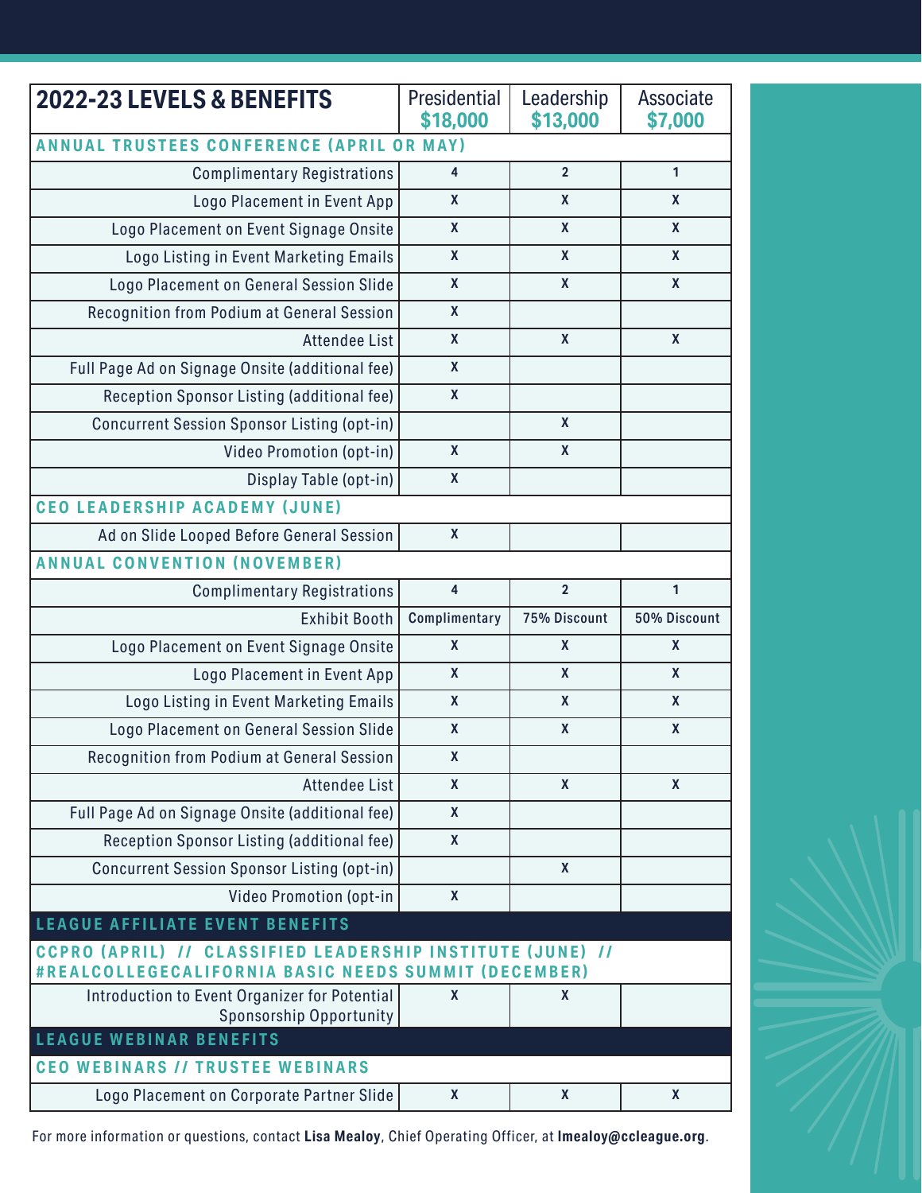| 2022-23 LEVELS & BENEFITS | Presidential $18,000 | Leadership $13,000 | Associate $7,000 |
|---|---|---|---|
| **ANNUAL TRUSTEES CONFERENCE (APRIL OR MAY)** | | | |
| Complimentary Registrations | 4 | 2 | 1 |
| Logo Placement in Event App | X | X | X |
| Logo Placement on Event Signage Onsite | X | X | X |
| Logo Listing in Event Marketing Emails | X | X | X |
| Logo Placement on General Session Slide | X | X | X |
| Recognition from Podium at General Session | X | | |
| Attendee List | X | X | X |
| Full Page Ad on Signage Onsite (additional fee) | X | | |
| Reception Sponsor Listing (additional fee) | X | | |
| Concurrent Session Sponsor Listing (opt-in) | | X | |
| Video Promotion (opt-in) | X | X | |
| Display Table (opt-in) | X | | |
| **CEO LEADERSHIP ACADEMY (JUNE)** | | | |
| Ad on Slide Looped Before General Session | X | | |
| **ANNUAL CONVENTION (NOVEMBER)** | | | |
| Complimentary Registrations | 4 | 2 | 1 |
| Exhibit Booth | Complimentary | 75% Discount | 50% Discount |
| Logo Placement on Event Signage Onsite | X | X | X |
| Logo Placement in Event App | X | X | X |
| Logo Listing in Event Marketing Emails | X | X | X |
| Logo Placement on General Session Slide | X | X | X |
| Recognition from Podium at General Session | X | | |
| Attendee List | X | X | X |
| Full Page Ad on Signage Onsite (additional fee) | X | | |
| Reception Sponsor Listing (additional fee) | X | | |
| Concurrent Session Sponsor Listing (opt-in) | | X | |
| Video Promotion (opt-in | X | | |
| **LEAGUE AFFILIATE EVENT BENEFITS** | | | |
| **CCPRO (APRIL) // CLASSIFIED LEADERSHIP INSTITUTE (JUNE) // #REALCOLLEGECALIFORNIA BASIC NEEDS SUMMIT (DECEMBER)** | | | |
| Introduction to Event Organizer for Potential Sponsorship Opportunity | X | X | |
| **LEAGUE WEBINAR BENEFITS** | | | |
| **CEO WEBINARS // TRUSTEE WEBINARS** | | | |
| Logo Placement on Corporate Partner Slide | X | X | X |

For more information or questions, contact **Lisa Mealoy**, Chief Operating Officer, at **lmealoy@ccleague.org**.